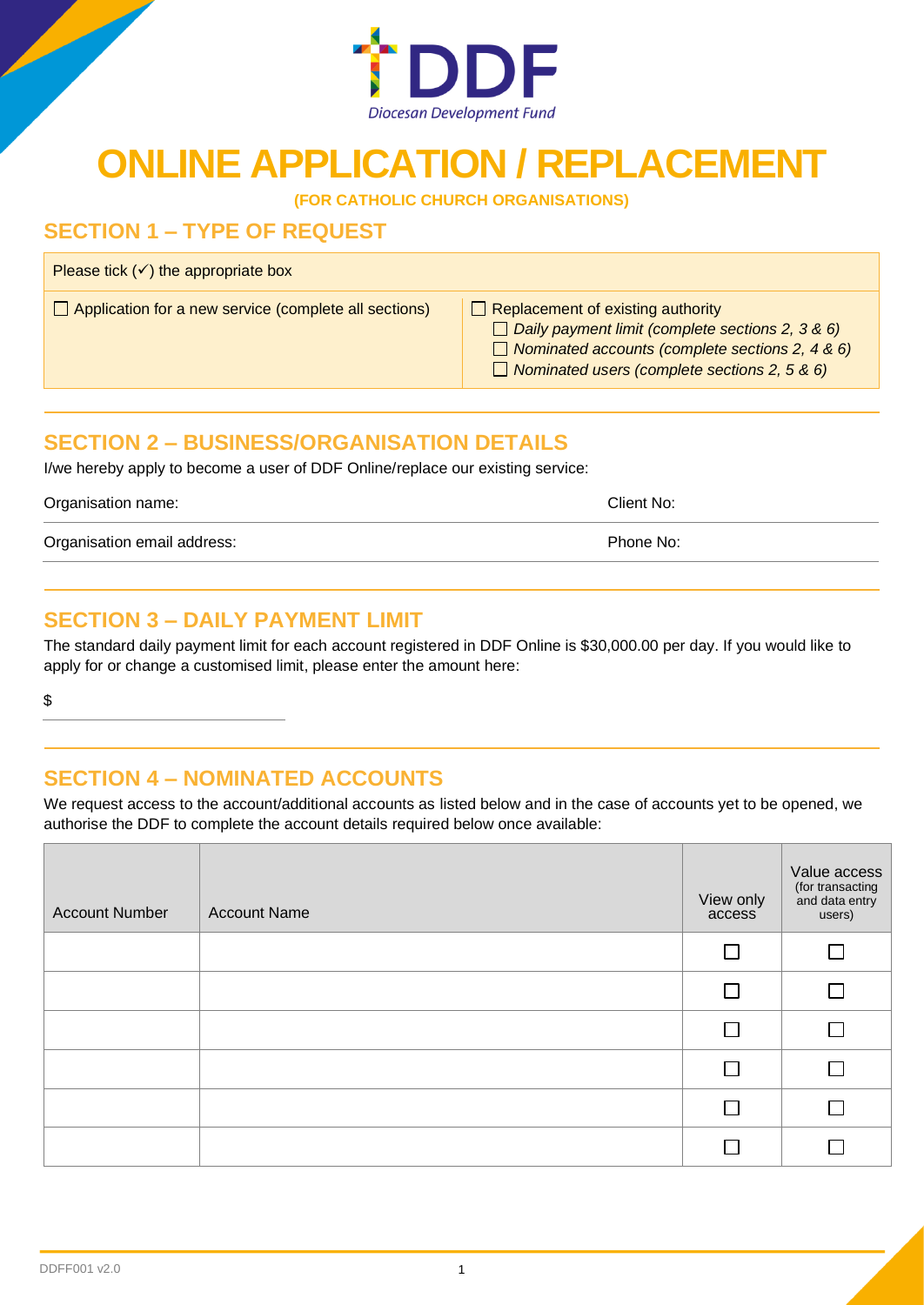DDF
Diocesan Development Fund

# ONLINE APPLICATION / REPLACEMENT

**(FOR CATHOLIC CHURCH ORGANISATIONS)**

## SECTION 1 – TYPE OF REQUEST

| Please tick (✓) the appropriate box | |
|---|---|
| ☐ Application for a new service (complete all sections) | ☐ Replacement of existing authority<br>☐ *Daily payment limit (complete sections 2, 3 & 6)*<br>☐ *Nominated accounts (complete sections 2, 4 & 6)*<br>☐ *Nominated users (complete sections 2, 5 & 6)* |

## SECTION 2 – BUSINESS/ORGANISATION DETAILS

I/we hereby apply to become a user of DDF Online/replace our existing service:

Organisation name: Client No:

Organisation email address: Phone No:

## SECTION 3 – DAILY PAYMENT LIMIT

The standard daily payment limit for each account registered in DDF Online is $30,000.00 per day. If you would like to apply for or change a customised limit, please enter the amount here:

$

## SECTION 4 – NOMINATED ACCOUNTS

We request access to the account/additional accounts as listed below and in the case of accounts yet to be opened, we authorise the DDF to complete the account details required below once available:

| Account Number | Account Name | View only access | Value access (for transacting and data entry users) |
|---|---|---|---|
| | | ☐ | ☐ |
| | | ☐ | ☐ |
| | | ☐ | ☐ |
| | | ☐ | ☐ |
| | | ☐ | ☐ |
| | | ☐ | ☐ |

DDFF001 v2.0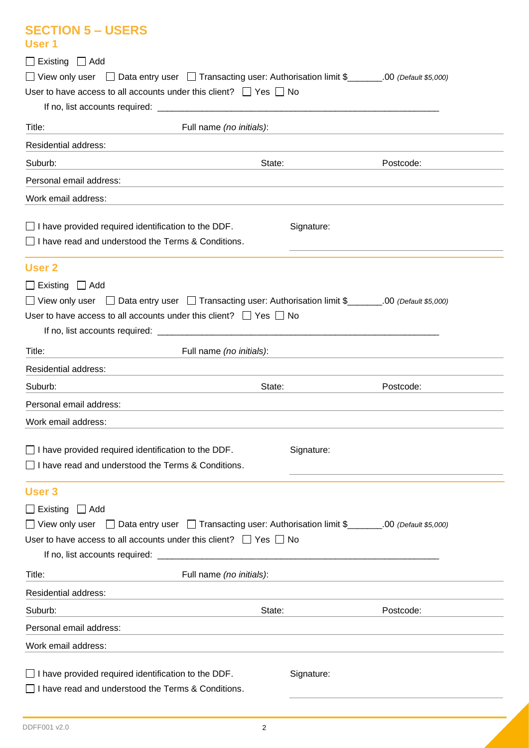## SECTION 5 – USERS

### User 1

☐ Existing ☐ Add

☐ View only user ☐ Data entry user ☐ Transacting user: Authorisation limit $_______.00 *(Default $5,000)*

User to have access to all accounts under this client? ☐ Yes ☐ No

If no, list accounts required: ___________________________________________________________

Title: Full name *(no initials)*:

Residential address:

Suburb: State: Postcode:

Personal email address:

Work email address:

☐ I have provided required identification to the DDF.

☐ I have read and understood the Terms & Conditions.

Signature:

### User 2

☐ Existing ☐ Add

☐ View only user ☐ Data entry user ☐ Transacting user: Authorisation limit $_______.00 *(Default $5,000)*

User to have access to all accounts under this client? ☐ Yes ☐ No

If no, list accounts required: ___________________________________________________________

Title: Full name *(no initials)*:

Residential address:

Suburb: State: Postcode:

Personal email address:

Work email address:

☐ I have provided required identification to the DDF.

☐ I have read and understood the Terms & Conditions.

Signature:

### User 3

☐ Existing ☐ Add

☐ View only user ☐ Data entry user ☐ Transacting user: Authorisation limit $_______.00 *(Default $5,000)*

User to have access to all accounts under this client? ☐ Yes ☐ No

If no, list accounts required: ___________________________________________________________

Title: Full name *(no initials)*:

Residential address:

Suburb: State: Postcode:

Personal email address:

Work email address:

☐ I have provided required identification to the DDF.

☐ I have read and understood the Terms & Conditions.

Signature: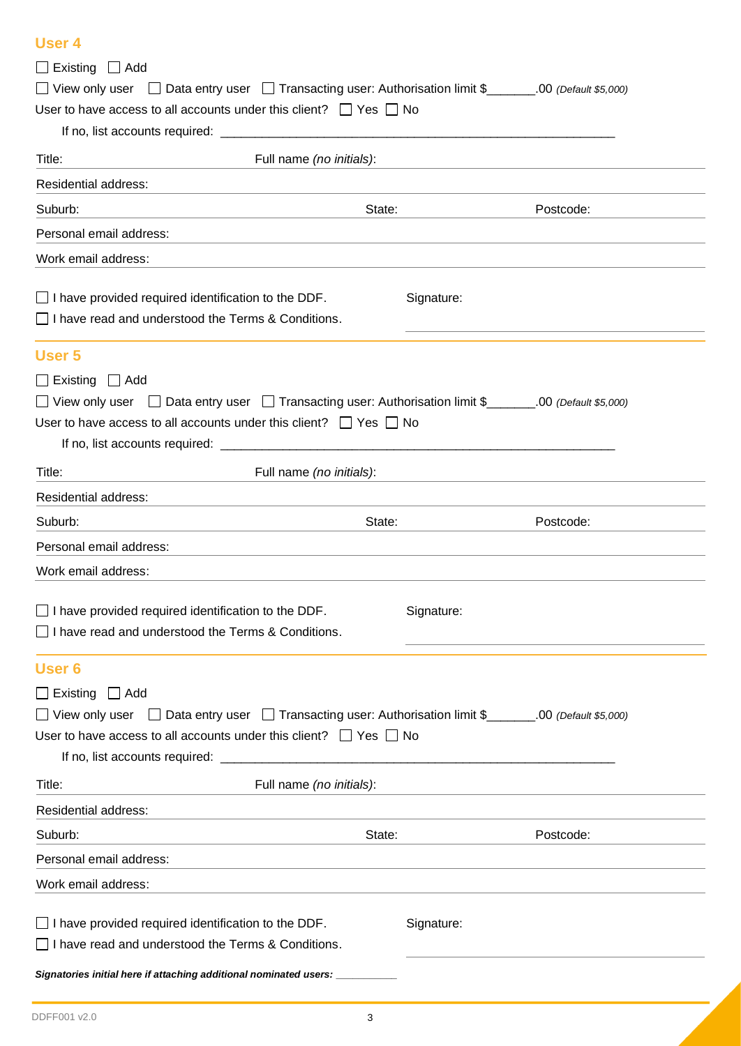## User 4

☐ Existing ☐ Add

☐ View only user ☐ Data entry user ☐ Transacting user: Authorisation limit $_______.00 *(Default $5,000)*

User to have access to all accounts under this client? ☐ Yes ☐ No

If no, list accounts required: ________________________________________________________

Title: Full name *(no initials)*:

Residential address:

Suburb: State: Postcode:

Personal email address:

Work email address:

☐ I have provided required identification to the DDF.

☐ I have read and understood the Terms & Conditions.

Signature:

## User 5

☐ Existing ☐ Add

☐ View only user ☐ Data entry user ☐ Transacting user: Authorisation limit $_______.00 *(Default $5,000)*

User to have access to all accounts under this client? ☐ Yes ☐ No

If no, list accounts required: ________________________________________________________

Title: Full name *(no initials)*:

Residential address:

Suburb: State: Postcode:

Personal email address:

Work email address:

☐ I have provided required identification to the DDF.

☐ I have read and understood the Terms & Conditions.

Signature:

## User 6

☐ Existing ☐ Add

☐ View only user ☐ Data entry user ☐ Transacting user: Authorisation limit $_______.00 *(Default $5,000)*

User to have access to all accounts under this client? ☐ Yes ☐ No

If no, list accounts required: ________________________________________________________

Title: Full name *(no initials)*:

Residential address:

Suburb: State: Postcode:

Personal email address:

Work email address:

☐ I have provided required identification to the DDF.

☐ I have read and understood the Terms & Conditions.

Signature:

***Signatories initial here if attaching additional nominated users:*** __________

DDFF001 v2.0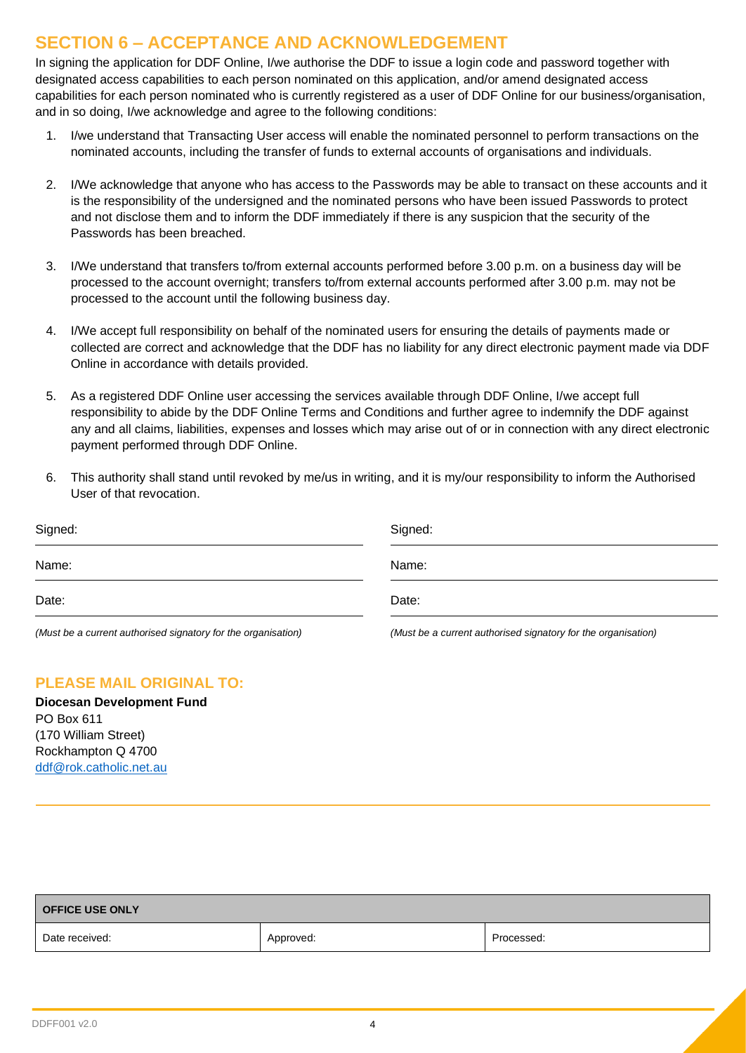## SECTION 6 – ACCEPTANCE AND ACKNOWLEDGEMENT

In signing the application for DDF Online, I/we authorise the DDF to issue a login code and password together with designated access capabilities to each person nominated on this application, and/or amend designated access capabilities for each person nominated who is currently registered as a user of DDF Online for our business/organisation, and in so doing, I/we acknowledge and agree to the following conditions:

1. I/we understand that Transacting User access will enable the nominated personnel to perform transactions on the nominated accounts, including the transfer of funds to external accounts of organisations and individuals.
2. I/We acknowledge that anyone who has access to the Passwords may be able to transact on these accounts and it is the responsibility of the undersigned and the nominated persons who have been issued Passwords to protect and not disclose them and to inform the DDF immediately if there is any suspicion that the security of the Passwords has been breached.
3. I/We understand that transfers to/from external accounts performed before 3.00 p.m. on a business day will be processed to the account overnight; transfers to/from external accounts performed after 3.00 p.m. may not be processed to the account until the following business day.
4. I/We accept full responsibility on behalf of the nominated users for ensuring the details of payments made or collected are correct and acknowledge that the DDF has no liability for any direct electronic payment made via DDF Online in accordance with details provided.
5. As a registered DDF Online user accessing the services available through DDF Online, I/we accept full responsibility to abide by the DDF Online Terms and Conditions and further agree to indemnify the DDF against any and all claims, liabilities, expenses and losses which may arise out of or in connection with any direct electronic payment performed through DDF Online.
6. This authority shall stand until revoked by me/us in writing, and it is my/our responsibility to inform the Authorised User of that revocation.

Signed: ______________________________

Name: ______________________________

Date: ______________________________

*(Must be a current authorised signatory for the organisation)*

Signed: ______________________________

Name: ______________________________

Date: ______________________________

*(Must be a current authorised signatory for the organisation)*

### PLEASE MAIL ORIGINAL TO:

**Diocesan Development Fund**
PO Box 611
(170 William Street)
Rockhampton Q 4700
ddf@rok.catholic.net.au

| OFFICE USE ONLY | | |
|---|---|---|
| Date received: | Approved: | Processed: |

DDFF001 v2.0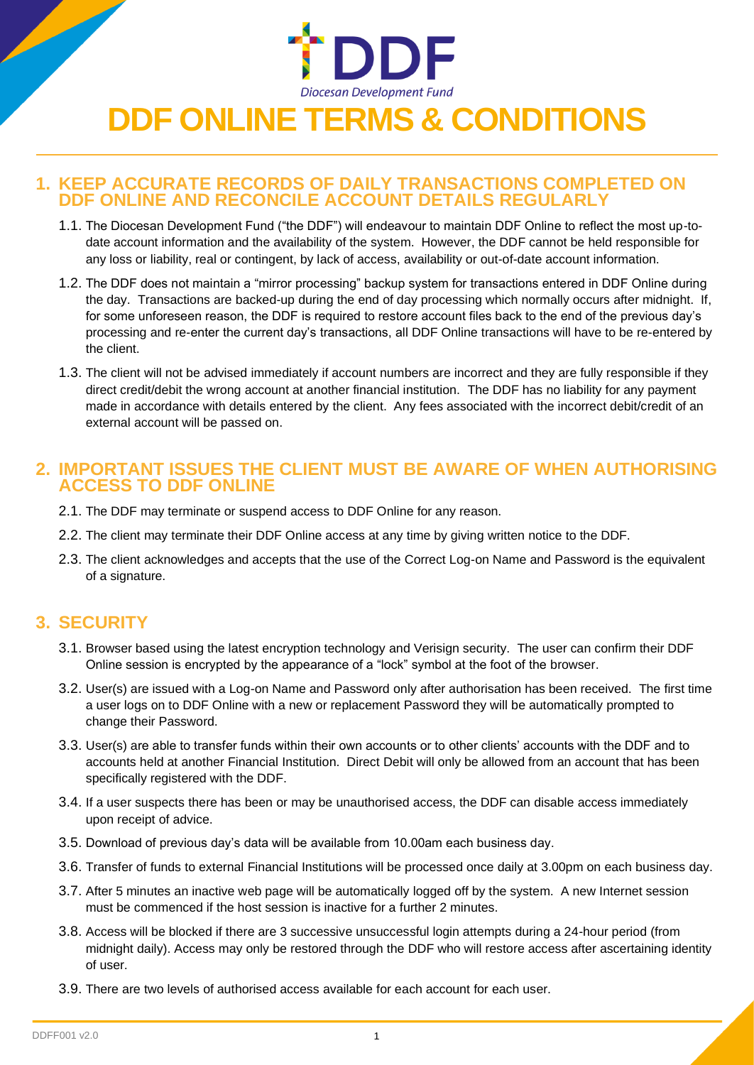# DDF ONLINE TERMS & CONDITIONS

## 1. KEEP ACCURATE RECORDS OF DAILY TRANSACTIONS COMPLETED ON DDF ONLINE AND RECONCILE ACCOUNT DETAILS REGULARLY

1.1. The Diocesan Development Fund ("the DDF") will endeavour to maintain DDF Online to reflect the most up-to-date account information and the availability of the system. However, the DDF cannot be held responsible for any loss or liability, real or contingent, by lack of access, availability or out-of-date account information.

1.2. The DDF does not maintain a "mirror processing" backup system for transactions entered in DDF Online during the day. Transactions are backed-up during the end of day processing which normally occurs after midnight. If, for some unforeseen reason, the DDF is required to restore account files back to the end of the previous day's processing and re-enter the current day's transactions, all DDF Online transactions will have to be re-entered by the client.

1.3. The client will not be advised immediately if account numbers are incorrect and they are fully responsible if they direct credit/debit the wrong account at another financial institution. The DDF has no liability for any payment made in accordance with details entered by the client. Any fees associated with the incorrect debit/credit of an external account will be passed on.

## 2. IMPORTANT ISSUES THE CLIENT MUST BE AWARE OF WHEN AUTHORISING ACCESS TO DDF ONLINE

2.1. The DDF may terminate or suspend access to DDF Online for any reason.

2.2. The client may terminate their DDF Online access at any time by giving written notice to the DDF.

2.3. The client acknowledges and accepts that the use of the Correct Log-on Name and Password is the equivalent of a signature.

## 3. SECURITY

3.1. Browser based using the latest encryption technology and Verisign security. The user can confirm their DDF Online session is encrypted by the appearance of a "lock" symbol at the foot of the browser.

3.2. User(s) are issued with a Log-on Name and Password only after authorisation has been received. The first time a user logs on to DDF Online with a new or replacement Password they will be automatically prompted to change their Password.

3.3. User(s) are able to transfer funds within their own accounts or to other clients' accounts with the DDF and to accounts held at another Financial Institution. Direct Debit will only be allowed from an account that has been specifically registered with the DDF.

3.4. If a user suspects there has been or may be unauthorised access, the DDF can disable access immediately upon receipt of advice.

3.5. Download of previous day's data will be available from 10.00am each business day.

3.6. Transfer of funds to external Financial Institutions will be processed once daily at 3.00pm on each business day.

3.7. After 5 minutes an inactive web page will be automatically logged off by the system. A new Internet session must be commenced if the host session is inactive for a further 2 minutes.

3.8. Access will be blocked if there are 3 successive unsuccessful login attempts during a 24-hour period (from midnight daily). Access may only be restored through the DDF who will restore access after ascertaining identity of user.

3.9. There are two levels of authorised access available for each account for each user.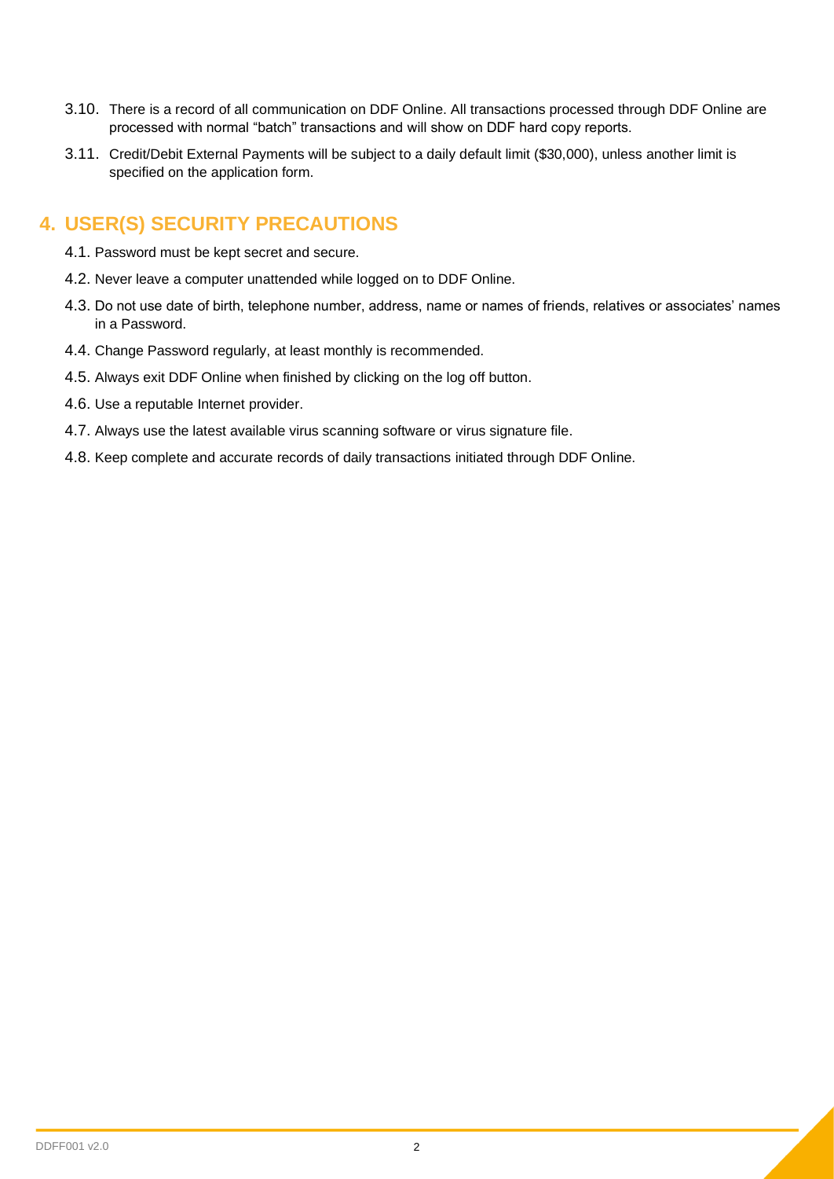3.10. There is a record of all communication on DDF Online. All transactions processed through DDF Online are processed with normal "batch" transactions and will show on DDF hard copy reports.

3.11. Credit/Debit External Payments will be subject to a daily default limit ($30,000), unless another limit is specified on the application form.

## 4. USER(S) SECURITY PRECAUTIONS

4.1. Password must be kept secret and secure.

4.2. Never leave a computer unattended while logged on to DDF Online.

4.3. Do not use date of birth, telephone number, address, name or names of friends, relatives or associates' names in a Password.

4.4. Change Password regularly, at least monthly is recommended.

4.5. Always exit DDF Online when finished by clicking on the log off button.

4.6. Use a reputable Internet provider.

4.7. Always use the latest available virus scanning software or virus signature file.

4.8. Keep complete and accurate records of daily transactions initiated through DDF Online.